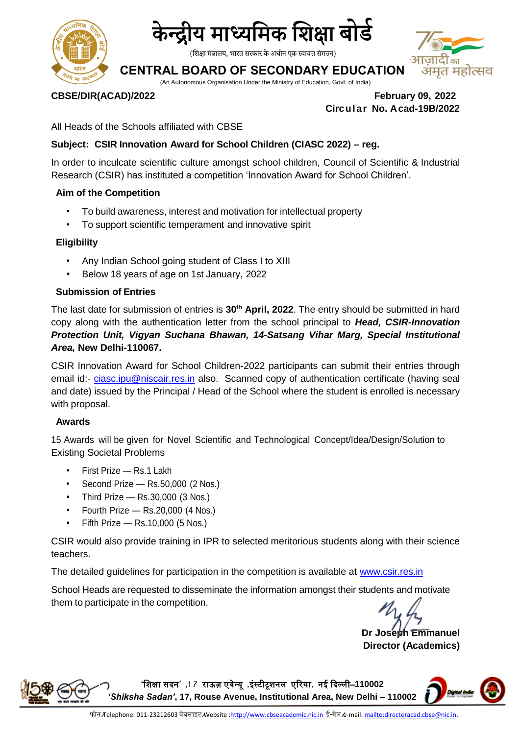# केन्द्रीय माध्यमिक शिक्षा बोर्ड

(शिक्षा मंत्रालय, भारत सरकार के अधीन एक स्वायत्त संगठन)

## CENTRAL BOARD OF SECONDARY EDUCATION

(An Autonomous Organisation Under the Ministry of Education, Govt. of India)

**CBSE/DIR(ACAD)/2022** **February 09, 2022**

**Circular No. Acad-19B/2022**

All Heads of the Schools affiliated with CBSE

**Subject: CSIR Innovation Award for School Children (CIASC 2022) – reg.**

In order to inculcate scientific culture amongst school children, Council of Scientific & Industrial Research (CSIR) has instituted a competition 'Innovation Award for School Children'.

**Aim of the Competition**

- To build awareness, interest and motivation for intellectual property
- To support scientific temperament and innovative spirit

**Eligibility**

- Any Indian School going student of Class I to XIII
- Below 18 years of age on 1st January, 2022

**Submission of Entries**

The last date for submission of entries is **30th April, 2022**. The entry should be submitted in hard copy along with the authentication letter from the school principal to ***Head, CSIR-Innovation Protection Unit, Vigyan Suchana Bhawan, 14-Satsang Vihar Marg, Special Institutional Area,*** **New Delhi-110067.**

CSIR Innovation Award for School Children-2022 participants can submit their entries through email id:- ciasc.ipu@niscair.res.in also. Scanned copy of authentication certificate (having seal and date) issued by the Principal / Head of the School where the student is enrolled is necessary with proposal.

**Awards**

15 Awards will be given for Novel Scientific and Technological Concept/Idea/Design/Solution to Existing Societal Problems

- First Prize — Rs.1 Lakh
- Second Prize — Rs.50,000 (2 Nos.)
- Third Prize — Rs.30,000 (3 Nos.)
- Fourth Prize — Rs.20,000 (4 Nos.)
- Fifth Prize — Rs.10,000 (5 Nos.)

CSIR would also provide training in IPR to selected meritorious students along with their science teachers.

The detailed guidelines for participation in the competition is available at www.csir.res.in

School Heads are requested to disseminate the information amongst their students and motivate them to participate in the competition.

**Dr Joseph Emmanuel**
**Director (Academics)**

'शिक्षा सदन' ,17 राऊज़ एवेन्यू ,इंस्टीटूशनल एरिया, नई दिल्ली–110002
***'Shiksha Sadan'*, 17, Rouse Avenue, Institutional Area, New Delhi – 110002**

फ़ोन/Telephone: 011-23212603 वेबसाइट/Website :http://www.cbseacademic.nic.in ई-मेल/e-mail: mailto:directoracad.cbse@nic.in.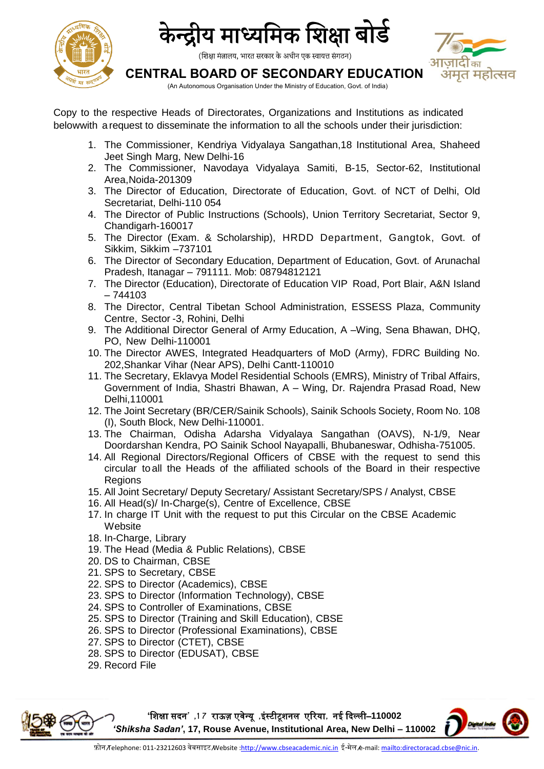Copy to the respective Heads of Directorates, Organizations and Institutions as indicated belowwith a request to disseminate the information to all the schools under their jurisdiction:

1. The Commissioner, Kendriya Vidyalaya Sangathan,18 Institutional Area, Shaheed Jeet Singh Marg, New Delhi-16
2. The Commissioner, Navodaya Vidyalaya Samiti, B-15, Sector-62, Institutional Area,Noida-201309
3. The Director of Education, Directorate of Education, Govt. of NCT of Delhi, Old Secretariat, Delhi-110 054
4. The Director of Public Instructions (Schools), Union Territory Secretariat, Sector 9, Chandigarh-160017
5. The Director (Exam. & Scholarship), HRDD Department, Gangtok, Govt. of Sikkim, Sikkim –737101
6. The Director of Secondary Education, Department of Education, Govt. of Arunachal Pradesh, Itanagar – 791111. Mob: 08794812121
7. The Director (Education), Directorate of Education VIP Road, Port Blair, A&N Island – 744103
8. The Director, Central Tibetan School Administration, ESSESS Plaza, Community Centre, Sector -3, Rohini, Delhi
9. The Additional Director General of Army Education, A –Wing, Sena Bhawan, DHQ, PO, New Delhi-110001
10. The Director AWES, Integrated Headquarters of MoD (Army), FDRC Building No. 202,Shankar Vihar (Near APS), Delhi Cantt-110010
11. The Secretary, Eklavya Model Residential Schools (EMRS), Ministry of Tribal Affairs, Government of India, Shastri Bhawan, A – Wing, Dr. Rajendra Prasad Road, New Delhi,110001
12. The Joint Secretary (BR/CER/Sainik Schools), Sainik Schools Society, Room No. 108 (I), South Block, New Delhi-110001.
13. The Chairman, Odisha Adarsha Vidyalaya Sangathan (OAVS), N-1/9, Near Doordarshan Kendra, PO Sainik School Nayapalli, Bhubaneswar, Odhisha-751005.
14. All Regional Directors/Regional Officers of CBSE with the request to send this circular to all the Heads of the affiliated schools of the Board in their respective Regions
15. All Joint Secretary/ Deputy Secretary/ Assistant Secretary/SPS / Analyst, CBSE
16. All Head(s)/ In-Charge(s), Centre of Excellence, CBSE
17. In charge IT Unit with the request to put this Circular on the CBSE Academic Website
18. In-Charge, Library
19. The Head (Media & Public Relations), CBSE
20. DS to Chairman, CBSE
21. SPS to Secretary, CBSE
22. SPS to Director (Academics), CBSE
23. SPS to Director (Information Technology), CBSE
24. SPS to Controller of Examinations, CBSE
25. SPS to Director (Training and Skill Education), CBSE
26. SPS to Director (Professional Examinations), CBSE
27. SPS to Director (CTET), CBSE
28. SPS to Director (EDUSAT), CBSE
29. Record File